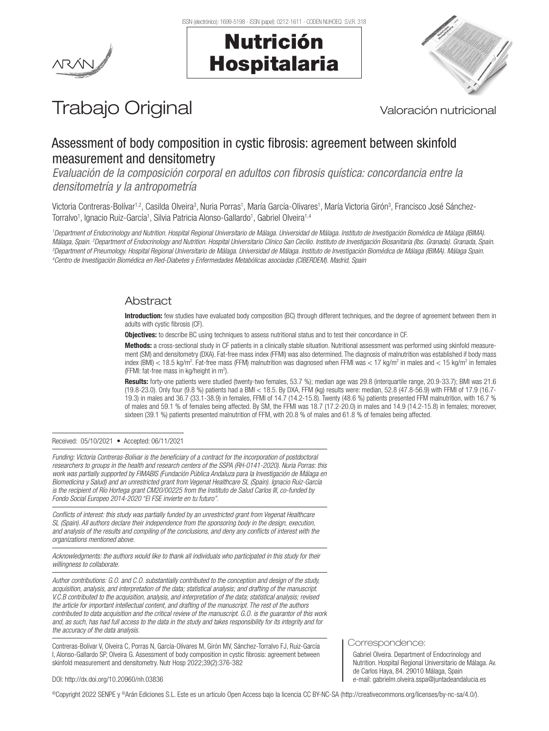Trabajo Original

Valoración nutricional

# Assessment of body composition in cystic fibrosis: agreement between skinfold measurement and densitometry

*Evaluación de la composición corporal en adultos con fibrosis quística: concordancia entre la densitometría y la antropometría*

Victoria Contreras-Bolívar[1,2], Casilda Olveira[3], Nuria Porras[1], María García-Olivares[1], María Victoria Girón[3], Francisco José Sánchez-Torralvo[1], Ignacio Ruiz-García[1], Silvia Patricia Alonso-Gallardo[1], Gabriel Olveira[1,4]

*[1]Department of Endocrinology and Nutrition. Hospital Regional Universitario de Málaga. Universidad de Málaga. Instituto de Investigación Biomédica de Málaga (IBIMA). Málaga, Spain. [2]Department of Endocrinology and Nutrition. Hospital Universitario Clínico San Cecilio. Instituto de Investigación Biosanitaria (Ibs. Granada). Granada, Spain. [3]Department of Pneumology. Hospital Regional Universitario de Málaga. Universidad de Málaga. Instituto de Investigación Biomédica de Málaga (IBIMA). Málaga Spain. [4]Centro de Investigación Biomédica en Red-Diabetes y Enfermedades Metabólicas asociadas (CIBERDEM). Madrid, Spain*

## Abstract

**Introduction:** few studies have evaluated body composition (BC) through different techniques, and the degree of agreement between them in adults with cystic fibrosis (CF).

**Objectives:** to describe BC using techniques to assess nutritional status and to test their concordance in CF.

**Methods:** a cross-sectional study in CF patients in a clinically stable situation. Nutritional assessment was performed using skinfold measurement (SM) and densitometry (DXA). Fat-free mass index (FFMI) was also determined. The diagnosis of malnutrition was established if body mass index (BMI) < 18.5 kg/m$^2$. Fat-free mass (FFM) malnutrition was diagnosed when FFMI was < 17 kg/m$^2$ in males and < 15 kg/m$^2$ in females (FFMI: fat-free mass in kg/height in m$^2$).

**Results:** forty-one patients were studied (twenty-two females, 53.7 %); median age was 29.8 (interquartile range, 20.9-33.7); BMI was 21.6 (19.8-23.0). Only four (9.8 %) patients had a BMI < 18.5. By DXA, FFM (kg) results were: median, 52.8 (47.8-56.9) with FFMI of 17.9 (16.7-19.3) in males and 36.7 (33.1-38.9) in females, FFMI of 14.7 (14.2-15.8). Twenty (48.6 %) patients presented FFM malnutrition, with 16.7 % of males and 59.1 % of females being affected. By SM, the FFMI was 18.7 (17.2-20.0) in males and 14.9 (14.2-15.8) in females; moreover, sixteen (39.1 %) patients presented malnutrition of FFM, with 20.8 % of males and 61.8 % of females being affected.

Received: 05/10/2021 • Accepted: 06/11/2021

*Funding: Victoria Contreras-Bolívar is the beneficiary of a contract for the incorporation of postdoctoral researchers to groups in the health and research centers of the SSPA (RH-0141-2020). Nuria Porras: this work was partially supported by FIMABIS (Fundación Pública Andaluza para la Investigación de Málaga en Biomedicina y Salud) and an unrestricted grant from Vegenat Healthcare SL (Spain). Ignacio Ruiz-García is the recipient of Río Hortega grant CM20/00225 from the Instituto de Salud Carlos III, co-funded by Fondo Social Europeo 2014-2020 "El FSE invierte en tu futuro".*

*Conflicts of interest: this study was partially funded by an unrestricted grant from Vegenat Healthcare SL (Spain). All authors declare their independence from the sponsoring body in the design, execution, and analysis of the results and compiling of the conclusions, and deny any conflicts of interest with the organizations mentioned above.*

*Acknowledgments: the authors would like to thank all individuals who participated in this study for their willingness to collaborate.*

*Author contributions: G.O. and C.O. substantially contributed to the conception and design of the study, acquisition, analysis, and interpretation of the data; statistical analysis; and drafting of the manuscript. V.C.B contributed to the acquisition, analysis, and interpretation of the data; statistical analysis; revised the article for important intellectual content, and drafting of the manuscript. The rest of the authors contributed to data acquisition and the critical review of the manuscript. G.O. is the guarantor of this work and, as such, has had full access to the data in the study and takes responsibility for its integrity and for the accuracy of the data analysis.*

Contreras-Bolívar V, Olveira C, Porras N, García-Olivares M, Girón MV, Sánchez-Torralvo FJ, Ruiz-García I, Alonso-Gallardo SP, Olveira G. Assessment of body composition in cystic fibrosis: agreement between skinfold measurement and densitometry. Nutr Hosp 2022;39(2):376-382

DOI: http://dx.doi.org/10.20960/nh.03836

Correspondence:

Gabriel Olveira. Department of Endocrinology and Nutrition. Hospital Regional Universitario de Málaga. Av. de Carlos Haya, 84. 29010 Málaga, Spain
e-mail: gabrielm.olveira.sspa@juntadeandalucia.es

©Copyright 2022 SENPE y ©Arán Ediciones S.L. Este es un artículo Open Access bajo la licencia CC BY-NC-SA (http://creativecommons.org/licenses/by-nc-sa/4.0/).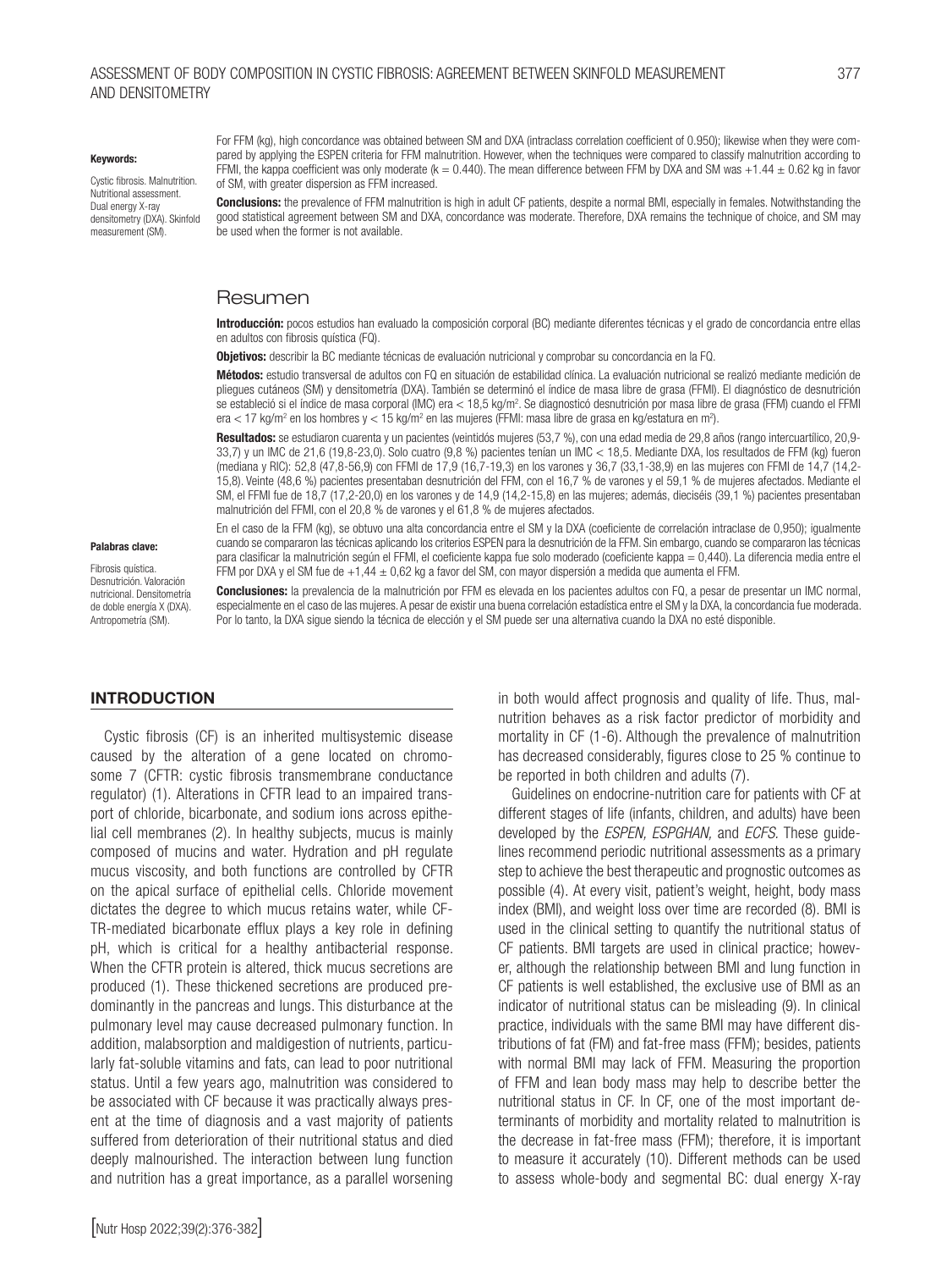**Keywords:**

Cystic fibrosis. Malnutrition. Nutritional assessment. Dual energy X-ray densitometry (DXA). Skinfold measurement (SM).

For FFM (kg), high concordance was obtained between SM and DXA (intraclass correlation coefficient of 0.950); likewise when they were compared by applying the ESPEN criteria for FFM malnutrition. However, when the techniques were compared to classify malnutrition according to FFMI, the kappa coefficient was only moderate (k = 0.440). The mean difference between FFM by DXA and SM was +1.44 ± 0.62 kg in favor of SM, with greater dispersion as FFM increased.

**Conclusions:** the prevalence of FFM malnutrition is high in adult CF patients, despite a normal BMI, especially in females. Notwithstanding the good statistical agreement between SM and DXA, concordance was moderate. Therefore, DXA remains the technique of choice, and SM may be used when the former is not available.

## Resumen

**Introducción:** pocos estudios han evaluado la composición corporal (BC) mediante diferentes técnicas y el grado de concordancia entre ellas en adultos con fibrosis quística (FQ).

**Objetivos:** describir la BC mediante técnicas de evaluación nutricional y comprobar su concordancia en la FQ.

**Métodos:** estudio transversal de adultos con FQ en situación de estabilidad clínica. La evaluación nutricional se realizó mediante medición de pliegues cutáneos (SM) y densitometría (DXA). También se determinó el índice de masa libre de grasa (FFMI). El diagnóstico de desnutrición se estableció si el índice de masa corporal (IMC) era < 18,5 kg/m$^2$. Se diagnosticó desnutrición por masa libre de grasa (FFM) cuando el FFMI era < 17 kg/m$^2$ en los hombres y < 15 kg/m$^2$ en las mujeres (FFMI: masa libre de grasa en kg/estatura en m$^2$).

**Resultados:** se estudiaron cuarenta y un pacientes (veintidós mujeres (53,7 %), con una edad media de 29,8 años (rango intercuartílico, 20,9-33,7) y un IMC de 21,6 (19,8-23,0). Solo cuatro (9,8 %) pacientes tenían un IMC < 18,5. Mediante DXA, los resultados de FFM (kg) fueron (mediana y RIC): 52,8 (47,8-56,9) con FFMI de 17,9 (16,7-19,3) en los varones y 36,7 (33,1-38,9) en las mujeres con FFMI de 14,7 (14,2-15,8). Veinte (48,6 %) pacientes presentaban desnutrición del FFM, con el 16,7 % de varones y el 59,1 % de mujeres afectados. Mediante el SM, el FFMI fue de 18,7 (17,2-20,0) en los varones y de 14,9 (14,2-15,8) en las mujeres; además, dieciséis (39,1 %) pacientes presentaban malnutrición del FFMI, con el 20,8 % de varones y el 61,8 % de mujeres afectados.

**Palabras clave:**

Fibrosis quística. Desnutrición. Valoración nutricional. Densitometría de doble energía X (DXA). Antropometría (SM).

En el caso de la FFM (kg), se obtuvo una alta concordancia entre el SM y la DXA (coeficiente de correlación intraclase de 0,950); igualmente cuando se compararon las técnicas aplicando los criterios ESPEN para la desnutrición de la FFM. Sin embargo, cuando se compararon las técnicas para clasificar la malnutrición según el FFMI, el coeficiente kappa fue solo moderado (coeficiente kappa = 0,440). La diferencia media entre el FFM por DXA y el SM fue de +1,44 ± 0,62 kg a favor del SM, con mayor dispersión a medida que aumenta el FFM.

**Conclusiones:** la prevalencia de la malnutrición por FFM es elevada en los pacientes adultos con FQ, a pesar de presentar un IMC normal, especialmente en el caso de las mujeres. A pesar de existir una buena correlación estadística entre el SM y la DXA, la concordancia fue moderada. Por lo tanto, la DXA sigue siendo la técnica de elección y el SM puede ser una alternativa cuando la DXA no esté disponible.

## INTRODUCTION

Cystic fibrosis (CF) is an inherited multisystemic disease caused by the alteration of a gene located on chromosome 7 (CFTR: cystic fibrosis transmembrane conductance regulator) (1). Alterations in CFTR lead to an impaired transport of chloride, bicarbonate, and sodium ions across epithelial cell membranes (2). In healthy subjects, mucus is mainly composed of mucins and water. Hydration and pH regulate mucus viscosity, and both functions are controlled by CFTR on the apical surface of epithelial cells. Chloride movement dictates the degree to which mucus retains water, while CFTR-mediated bicarbonate efflux plays a key role in defining pH, which is critical for a healthy antibacterial response. When the CFTR protein is altered, thick mucus secretions are produced (1). These thickened secretions are produced predominantly in the pancreas and lungs. This disturbance at the pulmonary level may cause decreased pulmonary function. In addition, malabsorption and maldigestion of nutrients, particularly fat-soluble vitamins and fats, can lead to poor nutritional status. Until a few years ago, malnutrition was considered to be associated with CF because it was practically always present at the time of diagnosis and a vast majority of patients suffered from deterioration of their nutritional status and died deeply malnourished. The interaction between lung function and nutrition has a great importance, as a parallel worsening in both would affect prognosis and quality of life. Thus, malnutrition behaves as a risk factor predictor of morbidity and mortality in CF (1-6). Although the prevalence of malnutrition has decreased considerably, figures close to 25 % continue to be reported in both children and adults (7).

Guidelines on endocrine-nutrition care for patients with CF at different stages of life (infants, children, and adults) have been developed by the *ESPEN, ESPGHAN,* and *ECFS.* These guidelines recommend periodic nutritional assessments as a primary step to achieve the best therapeutic and prognostic outcomes as possible (4). At every visit, patient's weight, height, body mass index (BMI), and weight loss over time are recorded (8). BMI is used in the clinical setting to quantify the nutritional status of CF patients. BMI targets are used in clinical practice; however, although the relationship between BMI and lung function in CF patients is well established, the exclusive use of BMI as an indicator of nutritional status can be misleading (9). In clinical practice, individuals with the same BMI may have different distributions of fat (FM) and fat-free mass (FFM); besides, patients with normal BMI may lack of FFM. Measuring the proportion of FFM and lean body mass may help to describe better the nutritional status in CF. In CF, one of the most important determinants of morbidity and mortality related to malnutrition is the decrease in fat-free mass (FFM); therefore, it is important to measure it accurately (10). Different methods can be used to assess whole-body and segmental BC: dual energy X-ray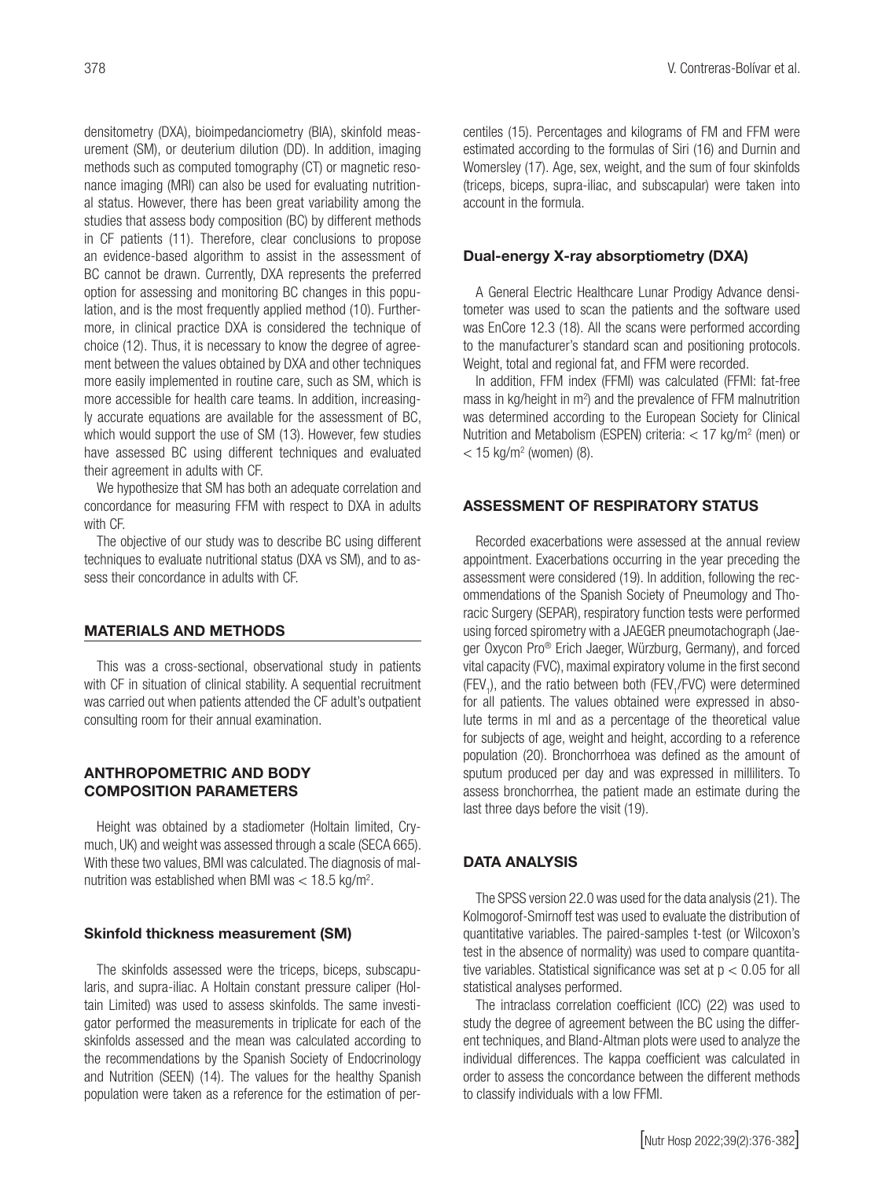densitometry (DXA), bioimpedanciometry (BIA), skinfold measurement (SM), or deuterium dilution (DD). In addition, imaging methods such as computed tomography (CT) or magnetic resonance imaging (MRI) can also be used for evaluating nutritional status. However, there has been great variability among the studies that assess body composition (BC) by different methods in CF patients (11). Therefore, clear conclusions to propose an evidence-based algorithm to assist in the assessment of BC cannot be drawn. Currently, DXA represents the preferred option for assessing and monitoring BC changes in this population, and is the most frequently applied method (10). Furthermore, in clinical practice DXA is considered the technique of choice (12). Thus, it is necessary to know the degree of agreement between the values obtained by DXA and other techniques more easily implemented in routine care, such as SM, which is more accessible for health care teams. In addition, increasingly accurate equations are available for the assessment of BC, which would support the use of SM (13). However, few studies have assessed BC using different techniques and evaluated their agreement in adults with CF.

We hypothesize that SM has both an adequate correlation and concordance for measuring FFM with respect to DXA in adults with CF.

The objective of our study was to describe BC using different techniques to evaluate nutritional status (DXA vs SM), and to assess their concordance in adults with CF.

## MATERIALS AND METHODS

This was a cross-sectional, observational study in patients with CF in situation of clinical stability. A sequential recruitment was carried out when patients attended the CF adult's outpatient consulting room for their annual examination.

## ANTHROPOMETRIC AND BODY COMPOSITION PARAMETERS

Height was obtained by a stadiometer (Holtain limited, Crymuch, UK) and weight was assessed through a scale (SECA 665). With these two values, BMI was calculated. The diagnosis of malnutrition was established when BMI was $< 18.5$ kg/m$^2$.

### Skinfold thickness measurement (SM)

The skinfolds assessed were the triceps, biceps, subscapularis, and supra-iliac. A Holtain constant pressure caliper (Holtain Limited) was used to assess skinfolds. The same investigator performed the measurements in triplicate for each of the skinfolds assessed and the mean was calculated according to the recommendations by the Spanish Society of Endocrinology and Nutrition (SEEN) (14). The values for the healthy Spanish population were taken as a reference for the estimation of percentiles (15). Percentages and kilograms of FM and FFM were estimated according to the formulas of Siri (16) and Durnin and Womersley (17). Age, sex, weight, and the sum of four skinfolds (triceps, biceps, supra-iliac, and subscapular) were taken into account in the formula.

### Dual-energy X-ray absorptiometry (DXA)

A General Electric Healthcare Lunar Prodigy Advance densitometer was used to scan the patients and the software used was EnCore 12.3 (18). All the scans were performed according to the manufacturer's standard scan and positioning protocols. Weight, total and regional fat, and FFM were recorded.

In addition, FFM index (FFMI) was calculated (FFMI: fat-free mass in kg/height in m$^2$) and the prevalence of FFM malnutrition was determined according to the European Society for Clinical Nutrition and Metabolism (ESPEN) criteria: $< 17$ kg/m$^2$ (men) or $< 15$ kg/m$^2$ (women) (8).

## ASSESSMENT OF RESPIRATORY STATUS

Recorded exacerbations were assessed at the annual review appointment. Exacerbations occurring in the year preceding the assessment were considered (19). In addition, following the recommendations of the Spanish Society of Pneumology and Thoracic Surgery (SEPAR), respiratory function tests were performed using forced spirometry with a JAEGER pneumotachograph (Jaeger Oxycon Pro® Erich Jaeger, Würzburg, Germany), and forced vital capacity (FVC), maximal expiratory volume in the first second ($FEV_1$), and the ratio between both ($FEV_1$/FVC) were determined for all patients. The values obtained were expressed in absolute terms in ml and as a percentage of the theoretical value for subjects of age, weight and height, according to a reference population (20). Bronchorrhoea was defined as the amount of sputum produced per day and was expressed in milliliters. To assess bronchorrhea, the patient made an estimate during the last three days before the visit (19).

## DATA ANALYSIS

The SPSS version 22.0 was used for the data analysis (21). The Kolmogorof-Smirnoff test was used to evaluate the distribution of quantitative variables. The paired-samples t-test (or Wilcoxon's test in the absence of normality) was used to compare quantitative variables. Statistical significance was set at $p < 0.05$ for all statistical analyses performed.

The intraclass correlation coefficient (ICC) (22) was used to study the degree of agreement between the BC using the different techniques, and Bland-Altman plots were used to analyze the individual differences. The kappa coefficient was calculated in order to assess the concordance between the different methods to classify individuals with a low FFMI.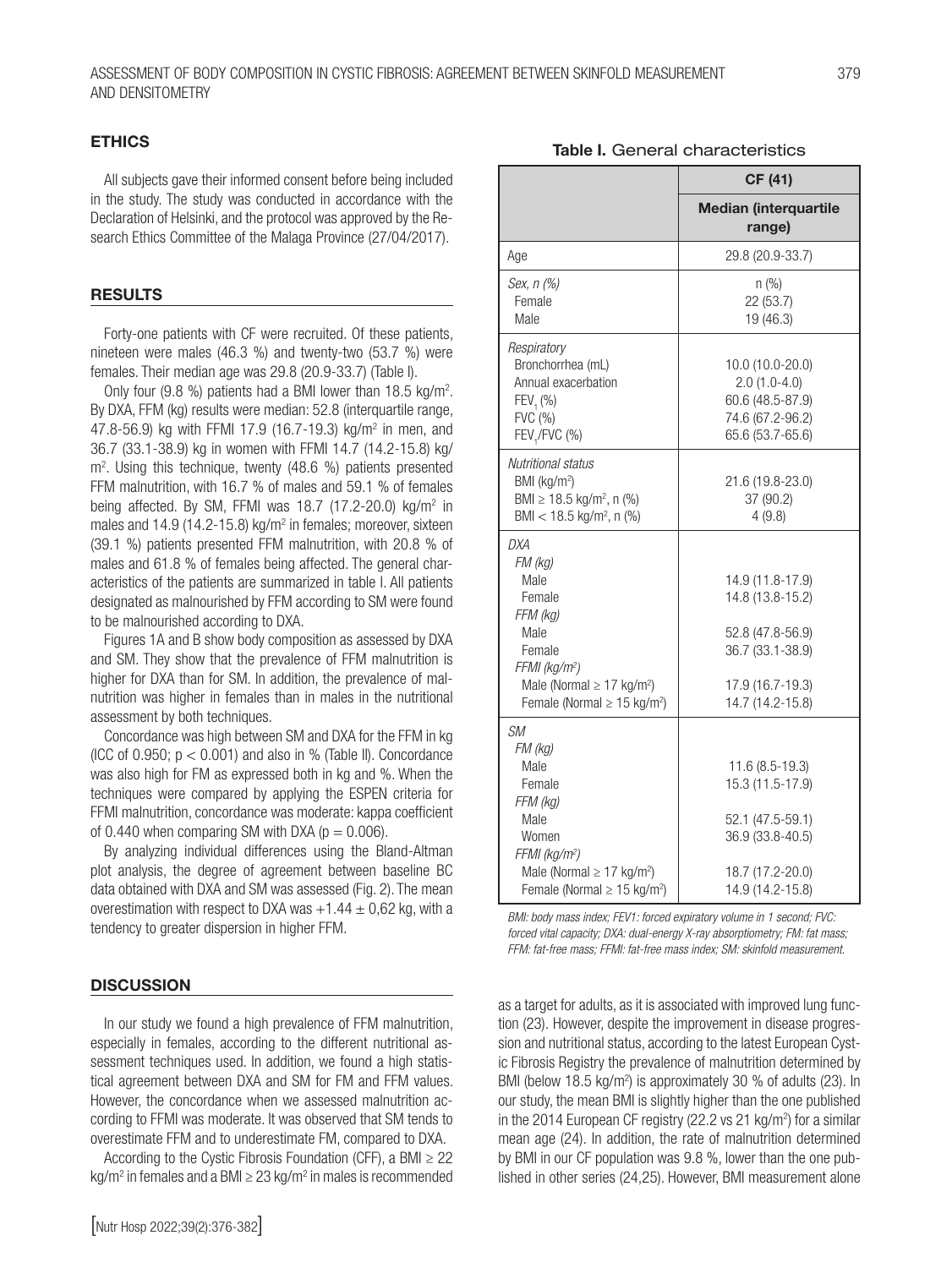## ETHICS

All subjects gave their informed consent before being included in the study. The study was conducted in accordance with the Declaration of Helsinki, and the protocol was approved by the Research Ethics Committee of the Malaga Province (27/04/2017).

## RESULTS

Forty-one patients with CF were recruited. Of these patients, nineteen were males (46.3 %) and twenty-two (53.7 %) were females. Their median age was 29.8 (20.9-33.7) (Table I).

Only four (9.8 %) patients had a BMI lower than 18.5 kg/m$^2$. By DXA, FFM (kg) results were median: 52.8 (interquartile range, 47.8-56.9) kg with FFMI 17.9 (16.7-19.3) kg/m$^2$ in men, and 36.7 (33.1-38.9) kg in women with FFMI 14.7 (14.2-15.8) kg/m$^2$. Using this technique, twenty (48.6 %) patients presented FFM malnutrition, with 16.7 % of males and 59.1 % of females being affected. By SM, FFMI was 18.7 (17.2-20.0) kg/m$^2$ in males and 14.9 (14.2-15.8) kg/m$^2$ in females; moreover, sixteen (39.1 %) patients presented FFM malnutrition, with 20.8 % of males and 61.8 % of females being affected. The general characteristics of the patients are summarized in table I. All patients designated as malnourished by FFM according to SM were found to be malnourished according to DXA.

Figures 1A and B show body composition as assessed by DXA and SM. They show that the prevalence of FFM malnutrition is higher for DXA than for SM. In addition, the prevalence of malnutrition was higher in females than in males in the nutritional assessment by both techniques.

Concordance was high between SM and DXA for the FFM in kg (ICC of 0.950; $p < 0.001$) and also in % (Table II). Concordance was also high for FM as expressed both in kg and %. When the techniques were compared by applying the ESPEN criteria for FFMI malnutrition, concordance was moderate: kappa coefficient of 0.440 when comparing SM with DXA ($p = 0.006$).

By analyzing individual differences using the Bland-Altman plot analysis, the degree of agreement between baseline BC data obtained with DXA and SM was assessed (Fig. 2). The mean overestimation with respect to DXA was $+1.44 \pm 0,62$ kg, with a tendency to greater dispersion in higher FFM.

**Table I.** General characteristics

| | CF (41) |
|---|---|
| | **Median (interquartile range)** |
| Age | 29.8 (20.9-33.7) |
| *Sex, n (%)* | n (%) |
| Female | 22 (53.7) |
| Male | 19 (46.3) |
| *Respiratory* | |
| Bronchorrhea (mL) | 10.0 (10.0-20.0) |
| Annual exacerbation | 2.0 (1.0-4.0) |
| $FEV_1$ (%) | 60.6 (48.5-87.9) |
| FVC (%) | 74.6 (67.2-96.2) |
| $FEV_1$/FVC (%) | 65.6 (53.7-65.6) |
| *Nutritional status* | |
| BMI (kg/m$^2$) | 21.6 (19.8-23.0) |
| BMI ≥ 18.5 kg/m$^2$, n (%) | 37 (90.2) |
| BMI < 18.5 kg/m$^2$, n (%) | 4 (9.8) |
| *DXA* | |
| *FM (kg)* | |
| Male | 14.9 (11.8-17.9) |
| Female | 14.8 (13.8-15.2) |
| *FFM (kg)* | |
| Male | 52.8 (47.8-56.9) |
| Female | 36.7 (33.1-38.9) |
| *FFMI (kg/m$^2$)* | |
| Male (Normal ≥ 17 kg/m$^2$) | 17.9 (16.7-19.3) |
| Female (Normal ≥ 15 kg/m$^2$) | 14.7 (14.2-15.8) |
| *SM* | |
| *FM (kg)* | |
| Male | 11.6 (8.5-19.3) |
| Female | 15.3 (11.5-17.9) |
| *FFM (kg)* | |
| Male | 52.1 (47.5-59.1) |
| Women | 36.9 (33.8-40.5) |
| *FFMI (kg/m$^2$)* | |
| Male (Normal ≥ 17 kg/m$^2$) | 18.7 (17.2-20.0) |
| Female (Normal ≥ 15 kg/m$^2$) | 14.9 (14.2-15.8) |

*BMI: body mass index; FEV1: forced expiratory volume in 1 second; FVC: forced vital capacity; DXA: dual-energy X-ray absorptiometry; FM: fat mass; FFM: fat-free mass; FFMI: fat-free mass index; SM: skinfold measurement.*

## DISCUSSION

In our study we found a high prevalence of FFM malnutrition, especially in females, according to the different nutritional assessment techniques used. In addition, we found a high statistical agreement between DXA and SM for FM and FFM values. However, the concordance when we assessed malnutrition according to FFMI was moderate. It was observed that SM tends to overestimate FFM and to underestimate FM, compared to DXA.

According to the Cystic Fibrosis Foundation (CFF), a BMI ≥ 22 kg/m$^2$ in females and a BMI ≥ 23 kg/m$^2$ in males is recommended as a target for adults, as it is associated with improved lung function (23). However, despite the improvement in disease progression and nutritional status, according to the latest European Cystic Fibrosis Registry the prevalence of malnutrition determined by BMI (below 18.5 kg/m$^2$) is approximately 30 % of adults (23). In our study, the mean BMI is slightly higher than the one published in the 2014 European CF registry (22.2 vs 21 kg/m$^2$) for a similar mean age (24). In addition, the rate of malnutrition determined by BMI in our CF population was 9.8 %, lower than the one published in other series (24,25). However, BMI measurement alone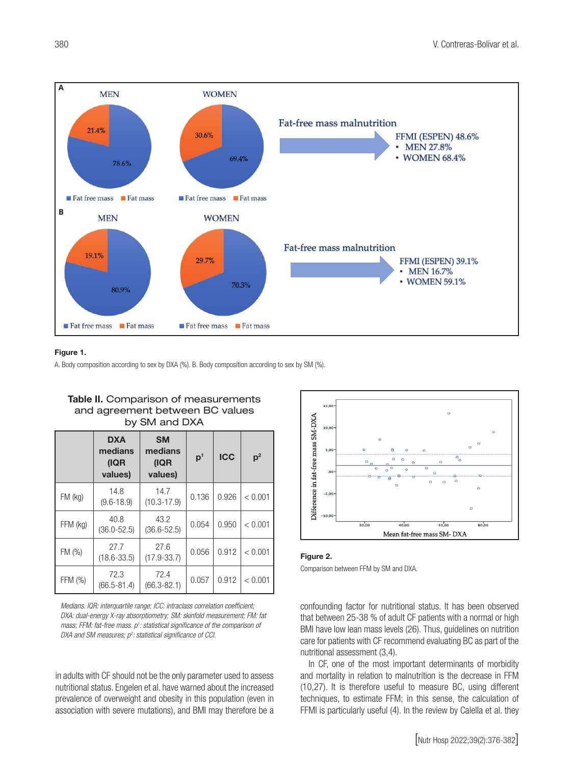**Figure 1.**

A. Body composition according to sex by DXA (%). B. Body composition according to sex by SM (%).

**Table II.** Comparison of measurements and agreement between BC values by SM and DXA

| | DXA medians (IQR values) | SM medians (IQR values) | p[1] | ICC | p[2] |
|---|---|---|---|---|---|
| FM (kg) | 14.8 (9.6-18.9) | 14.7 (10.3-17.9) | 0.136 | 0.926 | < 0.001 |
| FFM (kg) | 40.8 (36.0-52.5) | 43.2 (36.6-52.5) | 0.054 | 0.950 | < 0.001 |
| FM (%) | 27.7 (18.6-33.5) | 27.6 (17.9-33.7) | 0.056 | 0.912 | < 0.001 |
| FFM (%) | 72.3 (66.5-81.4) | 72.4 (66.3-82.1) | 0.057 | 0.912 | < 0.001 |

*Medians. IQR: interquartile range; ICC: intraclass correlation coefficient; DXA: dual-energy X-ray absorptiometry; SM: skinfold measurement; FM: fat mass; FFM: fat-free mass. p[1]: statistical significance of the comparison of DXA and SM measures; p[2]: statistical significance of CCI.*

**Figure 2.**

Comparison between FFM by SM and DXA.

in adults with CF should not be the only parameter used to assess nutritional status. Engelen et al. have warned about the increased prevalence of overweight and obesity in this population (even in association with severe mutations), and BMI may therefore be a confounding factor for nutritional status. It has been observed that between 25-38 % of adult CF patients with a normal or high BMI have low lean mass levels (26). Thus, guidelines on nutrition care for patients with CF recommend evaluating BC as part of the nutritional assessment (3,4).

In CF, one of the most important determinants of morbidity and mortality in relation to malnutrition is the decrease in FFM (10,27). It is therefore useful to measure BC, using different techniques, to estimate FFM; in this sense, the calculation of FFMI is particularly useful (4). In the review by Calella et al. they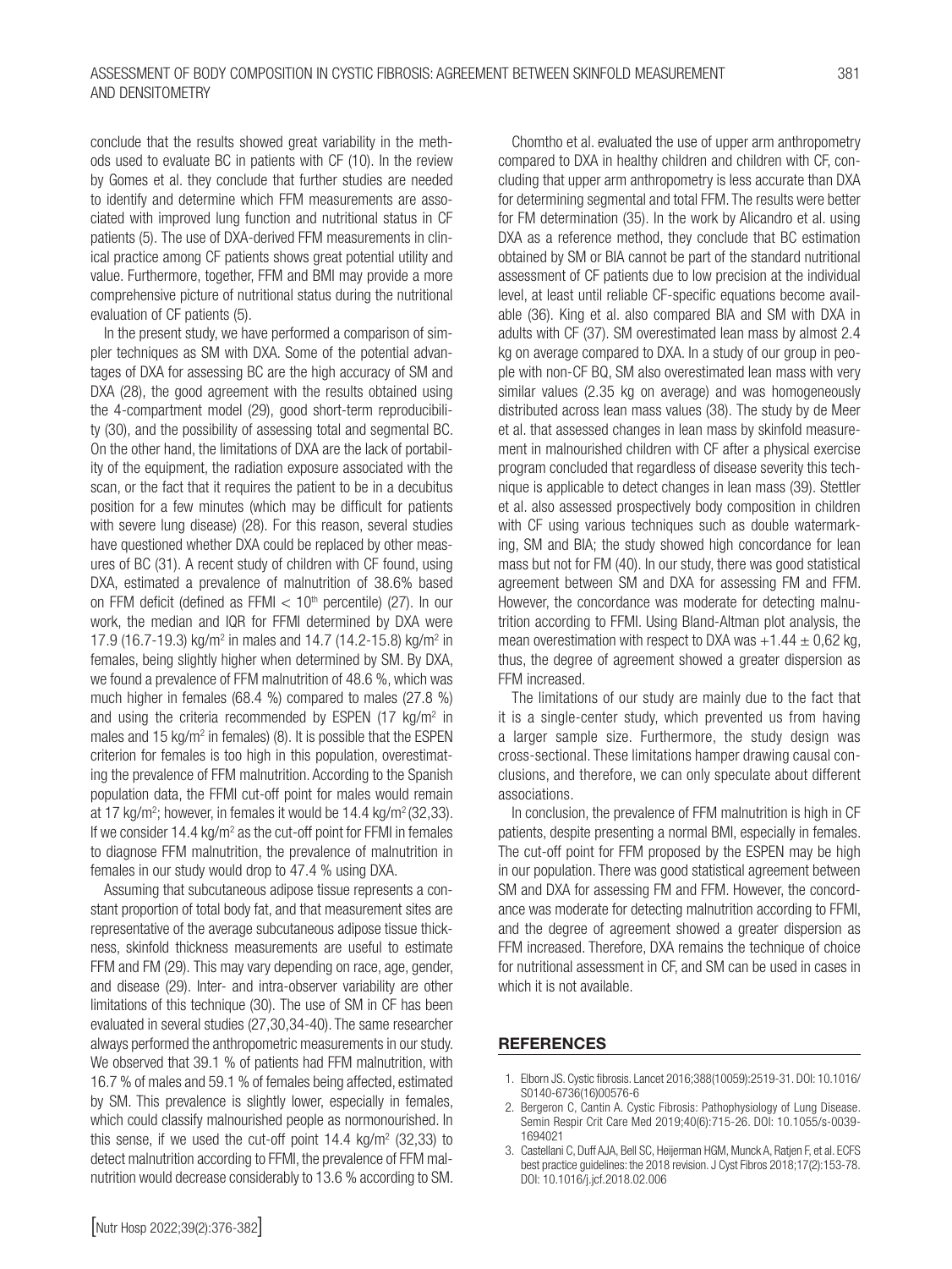conclude that the results showed great variability in the methods used to evaluate BC in patients with CF (10). In the review by Gomes et al. they conclude that further studies are needed to identify and determine which FFM measurements are associated with improved lung function and nutritional status in CF patients (5). The use of DXA-derived FFM measurements in clinical practice among CF patients shows great potential utility and value. Furthermore, together, FFM and BMI may provide a more comprehensive picture of nutritional status during the nutritional evaluation of CF patients (5).

In the present study, we have performed a comparison of simpler techniques as SM with DXA. Some of the potential advantages of DXA for assessing BC are the high accuracy of SM and DXA (28), the good agreement with the results obtained using the 4-compartment model (29), good short-term reproducibility (30), and the possibility of assessing total and segmental BC. On the other hand, the limitations of DXA are the lack of portability of the equipment, the radiation exposure associated with the scan, or the fact that it requires the patient to be in a decubitus position for a few minutes (which may be difficult for patients with severe lung disease) (28). For this reason, several studies have questioned whether DXA could be replaced by other measures of BC (31). A recent study of children with CF found, using DXA, estimated a prevalence of malnutrition of 38.6% based on FFM deficit (defined as FFMI < $10^{th}$ percentile) (27). In our work, the median and IQR for FFMI determined by DXA were 17.9 (16.7-19.3) kg/m$^2$ in males and 14.7 (14.2-15.8) kg/m$^2$ in females, being slightly higher when determined by SM. By DXA, we found a prevalence of FFM malnutrition of 48.6 %, which was much higher in females (68.4 %) compared to males (27.8 %) and using the criteria recommended by ESPEN (17 kg/m$^2$ in males and 15 kg/m$^2$ in females) (8). It is possible that the ESPEN criterion for females is too high in this population, overestimating the prevalence of FFM malnutrition. According to the Spanish population data, the FFMI cut-off point for males would remain at 17 kg/m$^2$; however, in females it would be 14.4 kg/m$^2$ (32,33). If we consider 14.4 kg/m$^2$ as the cut-off point for FFMI in females to diagnose FFM malnutrition, the prevalence of malnutrition in females in our study would drop to 47.4 % using DXA.

Assuming that subcutaneous adipose tissue represents a constant proportion of total body fat, and that measurement sites are representative of the average subcutaneous adipose tissue thickness, skinfold thickness measurements are useful to estimate FFM and FM (29). This may vary depending on race, age, gender, and disease (29). Inter- and intra-observer variability are other limitations of this technique (30). The use of SM in CF has been evaluated in several studies (27,30,34-40). The same researcher always performed the anthropometric measurements in our study. We observed that 39.1 % of patients had FFM malnutrition, with 16.7 % of males and 59.1 % of females being affected, estimated by SM. This prevalence is slightly lower, especially in females, which could classify malnourished people as normonourished. In this sense, if we used the cut-off point 14.4 kg/m$^2$ (32,33) to detect malnutrition according to FFMI, the prevalence of FFM malnutrition would decrease considerably to 13.6 % according to SM.

Chomtho et al. evaluated the use of upper arm anthropometry compared to DXA in healthy children and children with CF, concluding that upper arm anthropometry is less accurate than DXA for determining segmental and total FFM. The results were better for FM determination (35). In the work by Alicandro et al. using DXA as a reference method, they conclude that BC estimation obtained by SM or BIA cannot be part of the standard nutritional assessment of CF patients due to low precision at the individual level, at least until reliable CF-specific equations become available (36). King et al. also compared BIA and SM with DXA in adults with CF (37). SM overestimated lean mass by almost 2.4 kg on average compared to DXA. In a study of our group in people with non-CF BQ, SM also overestimated lean mass with very similar values (2.35 kg on average) and was homogeneously distributed across lean mass values (38). The study by de Meer et al. that assessed changes in lean mass by skinfold measurement in malnourished children with CF after a physical exercise program concluded that regardless of disease severity this technique is applicable to detect changes in lean mass (39). Stettler et al. also assessed prospectively body composition in children with CF using various techniques such as double watermarking, SM and BIA; the study showed high concordance for lean mass but not for FM (40). In our study, there was good statistical agreement between SM and DXA for assessing FM and FFM. However, the concordance was moderate for detecting malnutrition according to FFMI. Using Bland-Altman plot analysis, the mean overestimation with respect to DXA was +1.44 ± 0,62 kg, thus, the degree of agreement showed a greater dispersion as FFM increased.

The limitations of our study are mainly due to the fact that it is a single-center study, which prevented us from having a larger sample size. Furthermore, the study design was cross-sectional. These limitations hamper drawing causal conclusions, and therefore, we can only speculate about different associations.

In conclusion, the prevalence of FFM malnutrition is high in CF patients, despite presenting a normal BMI, especially in females. The cut-off point for FFM proposed by the ESPEN may be high in our population. There was good statistical agreement between SM and DXA for assessing FM and FFM. However, the concordance was moderate for detecting malnutrition according to FFMI, and the degree of agreement showed a greater dispersion as FFM increased. Therefore, DXA remains the technique of choice for nutritional assessment in CF, and SM can be used in cases in which it is not available.

## REFERENCES

1. Elborn JS. Cystic fibrosis. Lancet 2016;388(10059):2519-31. DOI: 10.1016/S0140-6736(16)00576-6
2. Bergeron C, Cantin A. Cystic Fibrosis: Pathophysiology of Lung Disease. Semin Respir Crit Care Med 2019;40(6):715-26. DOI: 10.1055/s-0039-1694021
3. Castellani C, Duff AJA, Bell SC, Heijerman HGM, Munck A, Ratjen F, et al. ECFS best practice guidelines: the 2018 revision. J Cyst Fibros 2018;17(2):153-78. DOI: 10.1016/j.jcf.2018.02.006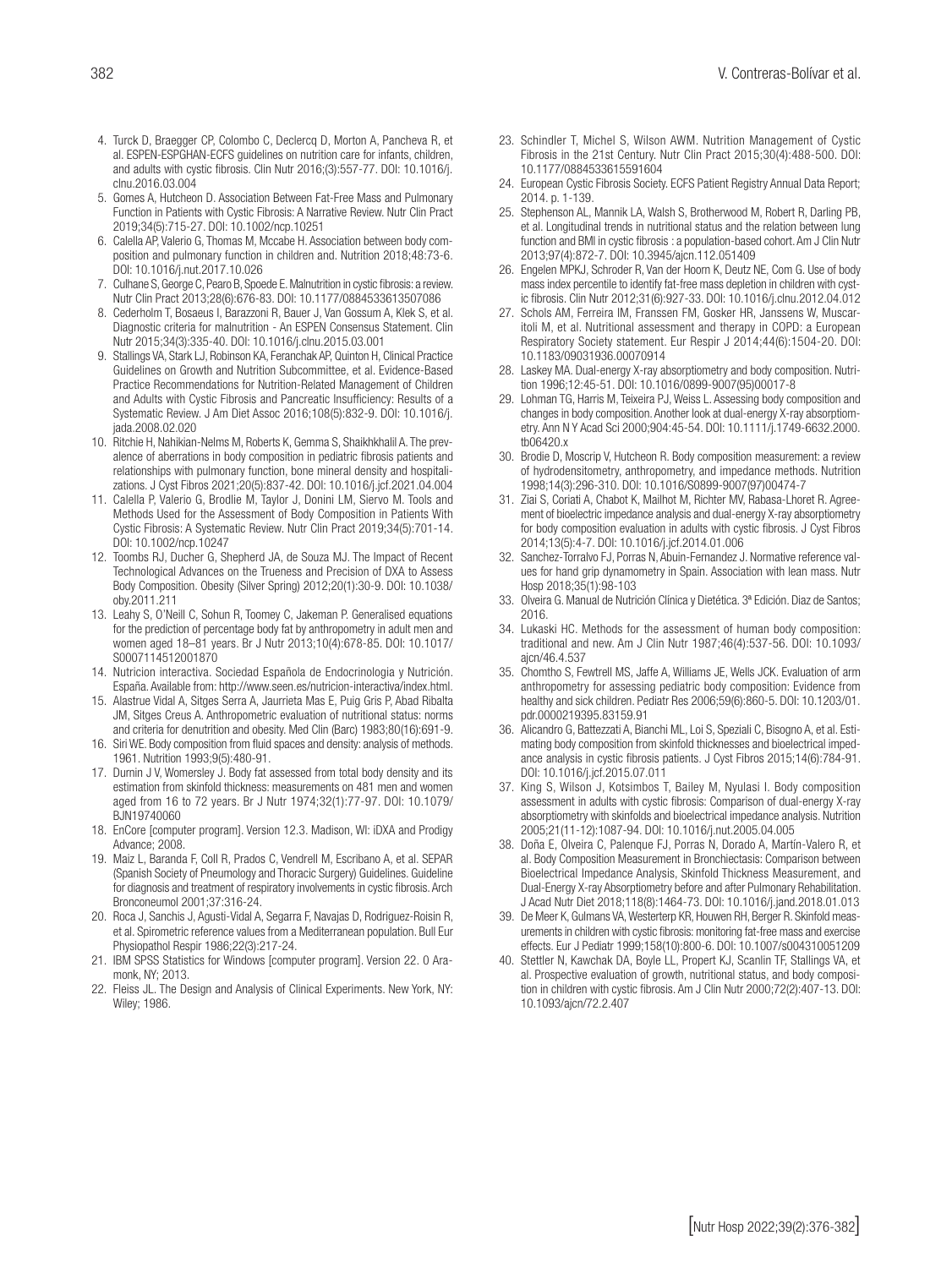4. Turck D, Braegger CP, Colombo C, Declercq D, Morton A, Pancheva R, et al. ESPEN-ESPGHAN-ECFS guidelines on nutrition care for infants, children, and adults with cystic fibrosis. Clin Nutr 2016;(3):557-77. DOI: 10.1016/j.clnu.2016.03.004
5. Gomes A, Hutcheon D. Association Between Fat-Free Mass and Pulmonary Function in Patients with Cystic Fibrosis: A Narrative Review. Nutr Clin Pract 2019;34(5):715-27. DOI: 10.1002/ncp.10251
6. Calella AP, Valerio G, Thomas M, Mccabe H. Association between body composition and pulmonary function in children and. Nutrition 2018;48:73-6. DOI: 10.1016/j.nut.2017.10.026
7. Culhane S, George C, Pearo B, Spoede E. Malnutrition in cystic fibrosis: a review. Nutr Clin Pract 2013;28(6):676-83. DOI: 10.1177/0884533613507086
8. Cederholm T, Bosaeus I, Barazzoni R, Bauer J, Van Gossum A, Klek S, et al. Diagnostic criteria for malnutrition - An ESPEN Consensus Statement. Clin Nutr 2015;34(3):335-40. DOI: 10.1016/j.clnu.2015.03.001
9. Stallings VA, Stark LJ, Robinson KA, Feranchak AP, Quinton H, Clinical Practice Guidelines on Growth and Nutrition Subcommittee, et al. Evidence-Based Practice Recommendations for Nutrition-Related Management of Children and Adults with Cystic Fibrosis and Pancreatic Insufficiency: Results of a Systematic Review. J Am Diet Assoc 2016;108(5):832-9. DOI: 10.1016/j.jada.2008.02.020
10. Ritchie H, Nahikian-Nelms M, Roberts K, Gemma S, Shaikhkhalil A. The prevalence of aberrations in body composition in pediatric fibrosis patients and relationships with pulmonary function, bone mineral density and hospitalizations. J Cyst Fibros 2021;20(5):837-42. DOI: 10.1016/j.jcf.2021.04.004
11. Calella P, Valerio G, Brodlie M, Taylor J, Donini LM, Siervo M. Tools and Methods Used for the Assessment of Body Composition in Patients With Cystic Fibrosis: A Systematic Review. Nutr Clin Pract 2019;34(5):701-14. DOI: 10.1002/ncp.10247
12. Toombs RJ, Ducher G, Shepherd JA, de Souza MJ. The Impact of Recent Technological Advances on the Trueness and Precision of DXA to Assess Body Composition. Obesity (Silver Spring) 2012;20(1):30-9. DOI: 10.1038/oby.2011.211
13. Leahy S, O'Neill C, Sohun R, Toomey C, Jakeman P. Generalised equations for the prediction of percentage body fat by anthropometry in adult men and women aged 18–81 years. Br J Nutr 2013;10(4):678-85. DOI: 10.1017/S0007114512001870
14. Nutricion interactiva. Sociedad Española de Endocrinologia y Nutrición. España. Available from: http://www.seen.es/nutricion-interactiva/index.html.
15. Alastrue Vidal A, Sitges Serra A, Jaurrieta Mas E, Puig Gris P, Abad Ribalta JM, Sitges Creus A. Anthropometric evaluation of nutritional status: norms and criteria for denutrition and obesity. Med Clin (Barc) 1983;80(16):691-9.
16. Siri WE. Body composition from fluid spaces and density: analysis of methods. 1961. Nutrition 1993;9(5):480-91.
17. Durnin J V, Womersley J. Body fat assessed from total body density and its estimation from skinfold thickness: measurements on 481 men and women aged from 16 to 72 years. Br J Nutr 1974;32(1):77-97. DOI: 10.1079/BJN19740060
18. EnCore [computer program]. Version 12.3. Madison, WI: iDXA and Prodigy Advance; 2008.
19. Maiz L, Baranda F, Coll R, Prados C, Vendrell M, Escribano A, et al. SEPAR (Spanish Society of Pneumology and Thoracic Surgery) Guidelines. Guideline for diagnosis and treatment of respiratory involvements in cystic fibrosis. Arch Bronconeumol 2001;37:316-24.
20. Roca J, Sanchis J, Agusti-Vidal A, Segarra F, Navajas D, Rodriguez-Roisin R, et al. Spirometric reference values from a Mediterranean population. Bull Eur Physiopathol Respir 1986;22(3):217-24.
21. IBM SPSS Statistics for Windows [computer program]. Version 22. 0 Aramonk, NY; 2013.
22. Fleiss JL. The Design and Analysis of Clinical Experiments. New York, NY: Wiley; 1986.
23. Schindler T, Michel S, Wilson AWM. Nutrition Management of Cystic Fibrosis in the 21st Century. Nutr Clin Pract 2015;30(4):488-500. DOI: 10.1177/0884533615591604
24. European Cystic Fibrosis Society. ECFS Patient Registry Annual Data Report; 2014. p. 1-139.
25. Stephenson AL, Mannik LA, Walsh S, Brotherwood M, Robert R, Darling PB, et al. Longitudinal trends in nutritional status and the relation between lung function and BMI in cystic fibrosis : a population-based cohort. Am J Clin Nutr 2013;97(4):872-7. DOI: 10.3945/ajcn.112.051409
26. Engelen MPKJ, Schroder R, Van der Hoorn K, Deutz NE, Com G. Use of body mass index percentile to identify fat-free mass depletion in children with cystic fibrosis. Clin Nutr 2012;31(6):927-33. DOI: 10.1016/j.clnu.2012.04.012
27. Schols AM, Ferreira IM, Franssen FM, Gosker HR, Janssens W, Muscaritoli M, et al. Nutritional assessment and therapy in COPD: a European Respiratory Society statement. Eur Respir J 2014;44(6):1504-20. DOI: 10.1183/09031936.00070914
28. Laskey MA. Dual-energy X-ray absorptiometry and body composition. Nutrition 1996;12:45-51. DOI: 10.1016/0899-9007(95)00017-8
29. Lohman TG, Harris M, Teixeira PJ, Weiss L. Assessing body composition and changes in body composition. Another look at dual-energy X-ray absorptiometry. Ann N Y Acad Sci 2000;904:45-54. DOI: 10.1111/j.1749-6632.2000.tb06420.x
30. Brodie D, Moscrip V, Hutcheon R. Body composition measurement: a review of hydrodensitometry, anthropometry, and impedance methods. Nutrition 1998;14(3):296-310. DOI: 10.1016/S0899-9007(97)00474-7
31. Ziai S, Coriati A, Chabot K, Mailhot M, Richter MV, Rabasa-Lhoret R. Agreement of bioelectric impedance analysis and dual-energy X-ray absorptiometry for body composition evaluation in adults with cystic fibrosis. J Cyst Fibros 2014;13(5):4-7. DOI: 10.1016/j.jcf.2014.01.006
32. Sanchez-Torralvo FJ, Porras N, Abuin-Fernandez J. Normative reference values for hand grip dynamometry in Spain. Association with lean mass. Nutr Hosp 2018;35(1):98-103
33. Olveira G. Manual de Nutrición Clínica y Dietética. 3ª Edición. Diaz de Santos; 2016.
34. Lukaski HC. Methods for the assessment of human body composition: traditional and new. Am J Clin Nutr 1987;46(4):537-56. DOI: 10.1093/ajcn/46.4.537
35. Chomtho S, Fewtrell MS, Jaffe A, Williams JE, Wells JCK. Evaluation of arm anthropometry for assessing pediatric body composition: Evidence from healthy and sick children. Pediatr Res 2006;59(6):860-5. DOI: 10.1203/01.pdr.0000219395.83159.91
36. Alicandro G, Battezzati A, Bianchi ML, Loi S, Speziali C, Bisogno A, et al. Estimating body composition from skinfold thicknesses and bioelectrical impedance analysis in cystic fibrosis patients. J Cyst Fibros 2015;14(6):784-91. DOI: 10.1016/j.jcf.2015.07.011
37. King S, Wilson J, Kotsimbos T, Bailey M, Nyulasi I. Body composition assessment in adults with cystic fibrosis: Comparison of dual-energy X-ray absorptiometry with skinfolds and bioelectrical impedance analysis. Nutrition 2005;21(11-12):1087-94. DOI: 10.1016/j.nut.2005.04.005
38. Doña E, Olveira C, Palenque FJ, Porras N, Dorado A, Martín-Valero R, et al. Body Composition Measurement in Bronchiectasis: Comparison between Bioelectrical Impedance Analysis, Skinfold Thickness Measurement, and Dual-Energy X-ray Absorptiometry before and after Pulmonary Rehabilitation. J Acad Nutr Diet 2018;118(8):1464-73. DOI: 10.1016/j.jand.2018.01.013
39. De Meer K, Gulmans VA, Westerterp KR, Houwen RH, Berger R. Skinfold measurements in children with cystic fibrosis: monitoring fat-free mass and exercise effects. Eur J Pediatr 1999;158(10):800-6. DOI: 10.1007/s004310051209
40. Stettler N, Kawchak DA, Boyle LL, Propert KJ, Scanlin TF, Stallings VA, et al. Prospective evaluation of growth, nutritional status, and body composition in children with cystic fibrosis. Am J Clin Nutr 2000;72(2):407-13. DOI: 10.1093/ajcn/72.2.407